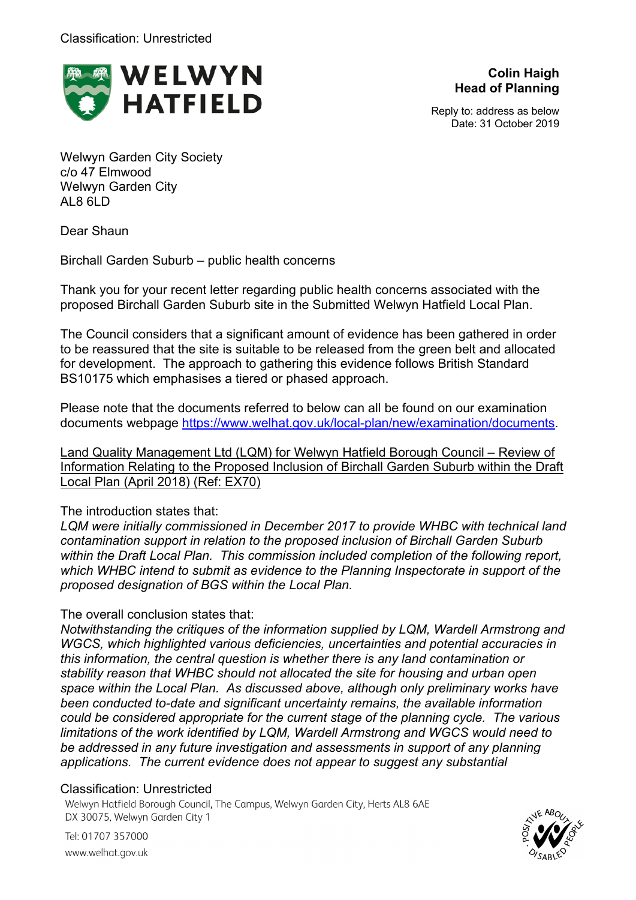Classification: Unrestricted

**WELWYN HATFIELD**

**Colin Haigh**
**Head of Planning**

Reply to: address as below
Date: 31 October 2019

Welwyn Garden City Society
c/o 47 Elmwood
Welwyn Garden City
AL8 6LD

Dear Shaun

Birchall Garden Suburb – public health concerns

Thank you for your recent letter regarding public health concerns associated with the proposed Birchall Garden Suburb site in the Submitted Welwyn Hatfield Local Plan.

The Council considers that a significant amount of evidence has been gathered in order to be reassured that the site is suitable to be released from the green belt and allocated for development. The approach to gathering this evidence follows British Standard BS10175 which emphasises a tiered or phased approach.

Please note that the documents referred to below can all be found on our examination documents webpage https://www.welhat.gov.uk/local-plan/new/examination/documents.

Land Quality Management Ltd (LQM) for Welwyn Hatfield Borough Council – Review of Information Relating to the Proposed Inclusion of Birchall Garden Suburb within the Draft Local Plan (April 2018) (Ref: EX70)

The introduction states that:
*LQM were initially commissioned in December 2017 to provide WHBC with technical land contamination support in relation to the proposed inclusion of Birchall Garden Suburb within the Draft Local Plan. This commission included completion of the following report, which WHBC intend to submit as evidence to the Planning Inspectorate in support of the proposed designation of BGS within the Local Plan.*

The overall conclusion states that:
*Notwithstanding the critiques of the information supplied by LQM, Wardell Armstrong and WGCS, which highlighted various deficiencies, uncertainties and potential accuracies in this information, the central question is whether there is any land contamination or stability reason that WHBC should not allocated the site for housing and urban open space within the Local Plan. As discussed above, although only preliminary works have been conducted to-date and significant uncertainty remains, the available information could be considered appropriate for the current stage of the planning cycle. The various limitations of the work identified by LQM, Wardell Armstrong and WGCS would need to be addressed in any future investigation and assessments in support of any planning applications. The current evidence does not appear to suggest any substantial*

Classification: Unrestricted

Welwyn Hatfield Borough Council, The Campus, Welwyn Garden City, Herts AL8 6AE
DX 30075, Welwyn Garden City 1

Tel: 01707 357000
www.welhat.gov.uk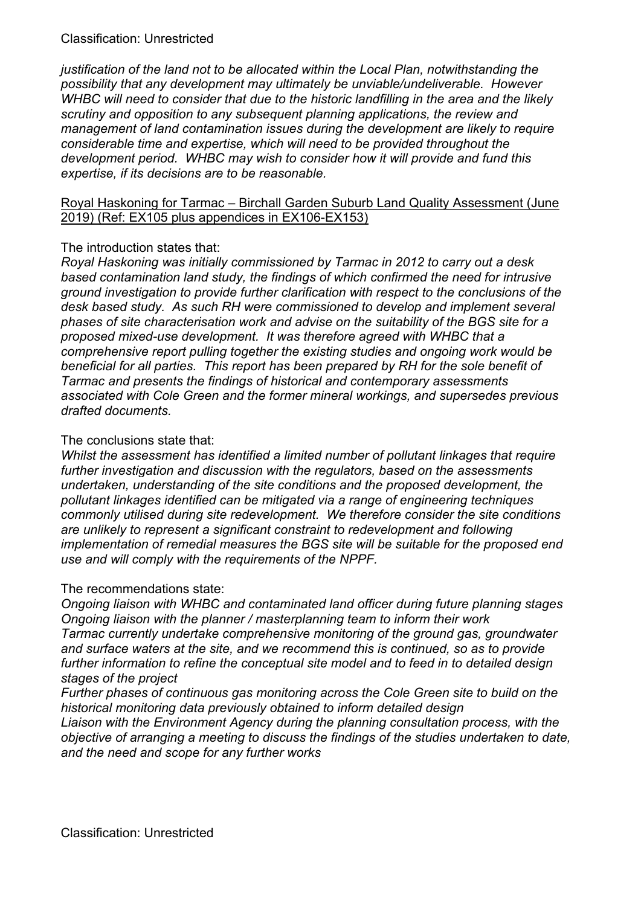*justification of the land not to be allocated within the Local Plan, notwithstanding the possibility that any development may ultimately be unviable/undeliverable. However WHBC will need to consider that due to the historic landfilling in the area and the likely scrutiny and opposition to any subsequent planning applications, the review and management of land contamination issues during the development are likely to require considerable time and expertise, which will need to be provided throughout the development period. WHBC may wish to consider how it will provide and fund this expertise, if its decisions are to be reasonable.*

<u>Royal Haskoning for Tarmac – Birchall Garden Suburb Land Quality Assessment (June 2019) (Ref: EX105 plus appendices in EX106-EX153)</u>

The introduction states that:
*Royal Haskoning was initially commissioned by Tarmac in 2012 to carry out a desk based contamination land study, the findings of which confirmed the need for intrusive ground investigation to provide further clarification with respect to the conclusions of the desk based study. As such RH were commissioned to develop and implement several phases of site characterisation work and advise on the suitability of the BGS site for a proposed mixed-use development. It was therefore agreed with WHBC that a comprehensive report pulling together the existing studies and ongoing work would be beneficial for all parties. This report has been prepared by RH for the sole benefit of Tarmac and presents the findings of historical and contemporary assessments associated with Cole Green and the former mineral workings, and supersedes previous drafted documents.*

The conclusions state that:
*Whilst the assessment has identified a limited number of pollutant linkages that require further investigation and discussion with the regulators, based on the assessments undertaken, understanding of the site conditions and the proposed development, the pollutant linkages identified can be mitigated via a range of engineering techniques commonly utilised during site redevelopment. We therefore consider the site conditions are unlikely to represent a significant constraint to redevelopment and following implementation of remedial measures the BGS site will be suitable for the proposed end use and will comply with the requirements of the NPPF.*

The recommendations state:
*Ongoing liaison with WHBC and contaminated land officer during future planning stages*
*Ongoing liaison with the planner / masterplanning team to inform their work*
*Tarmac currently undertake comprehensive monitoring of the ground gas, groundwater and surface waters at the site, and we recommend this is continued, so as to provide further information to refine the conceptual site model and to feed in to detailed design stages of the project*
*Further phases of continuous gas monitoring across the Cole Green site to build on the historical monitoring data previously obtained to inform detailed design*
*Liaison with the Environment Agency during the planning consultation process, with the objective of arranging a meeting to discuss the findings of the studies undertaken to date, and the need and scope for any further works*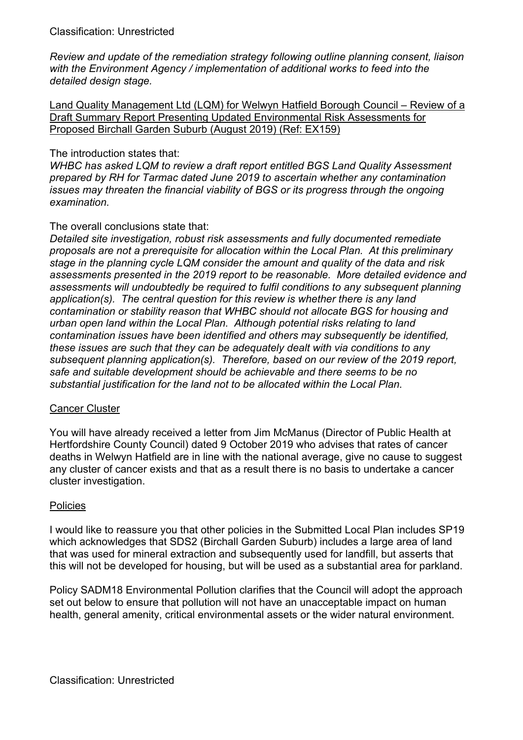*Review and update of the remediation strategy following outline planning consent, liaison with the Environment Agency / implementation of additional works to feed into the detailed design stage.*

Land Quality Management Ltd (LQM) for Welwyn Hatfield Borough Council – Review of a Draft Summary Report Presenting Updated Environmental Risk Assessments for Proposed Birchall Garden Suburb (August 2019) (Ref: EX159)

The introduction states that:
*WHBC has asked LQM to review a draft report entitled BGS Land Quality Assessment prepared by RH for Tarmac dated June 2019 to ascertain whether any contamination issues may threaten the financial viability of BGS or its progress through the ongoing examination.*

The overall conclusions state that:
*Detailed site investigation, robust risk assessments and fully documented remediate proposals are not a prerequisite for allocation within the Local Plan. At this preliminary stage in the planning cycle LQM consider the amount and quality of the data and risk assessments presented in the 2019 report to be reasonable. More detailed evidence and assessments will undoubtedly be required to fulfil conditions to any subsequent planning application(s). The central question for this review is whether there is any land contamination or stability reason that WHBC should not allocate BGS for housing and urban open land within the Local Plan. Although potential risks relating to land contamination issues have been identified and others may subsequently be identified, these issues are such that they can be adequately dealt with via conditions to any subsequent planning application(s). Therefore, based on our review of the 2019 report, safe and suitable development should be achievable and there seems to be no substantial justification for the land not to be allocated within the Local Plan.*

## Cancer Cluster

You will have already received a letter from Jim McManus (Director of Public Health at Hertfordshire County Council) dated 9 October 2019 who advises that rates of cancer deaths in Welwyn Hatfield are in line with the national average, give no cause to suggest any cluster of cancer exists and that as a result there is no basis to undertake a cancer cluster investigation.

## Policies

I would like to reassure you that other policies in the Submitted Local Plan includes SP19 which acknowledges that SDS2 (Birchall Garden Suburb) includes a large area of land that was used for mineral extraction and subsequently used for landfill, but asserts that this will not be developed for housing, but will be used as a substantial area for parkland.

Policy SADM18 Environmental Pollution clarifies that the Council will adopt the approach set out below to ensure that pollution will not have an unacceptable impact on human health, general amenity, critical environmental assets or the wider natural environment.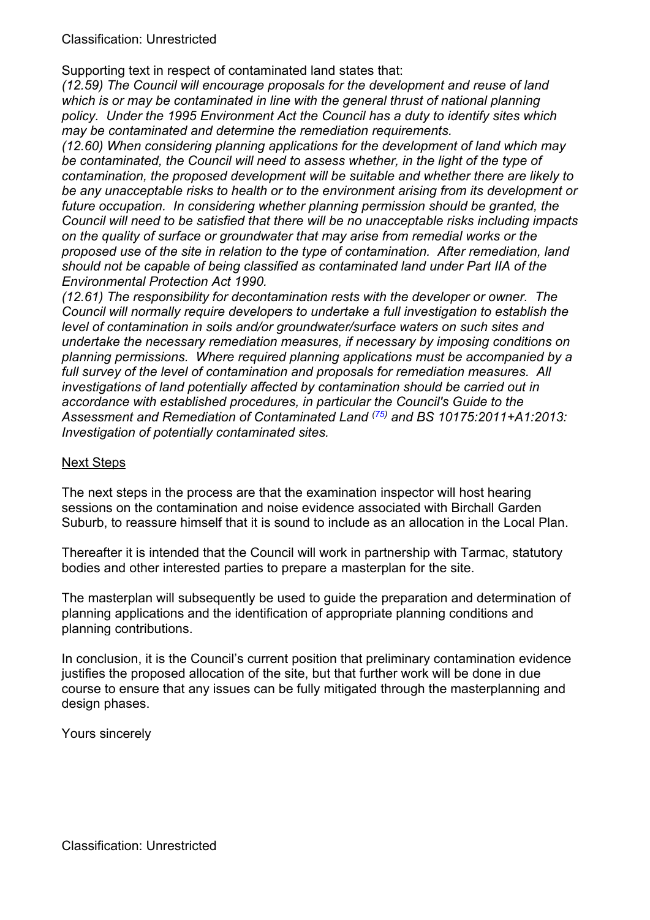Supporting text in respect of contaminated land states that:

*(12.59) The Council will encourage proposals for the development and reuse of land which is or may be contaminated in line with the general thrust of national planning policy. Under the 1995 Environment Act the Council has a duty to identify sites which may be contaminated and determine the remediation requirements.*

*(12.60) When considering planning applications for the development of land which may be contaminated, the Council will need to assess whether, in the light of the type of contamination, the proposed development will be suitable and whether there are likely to be any unacceptable risks to health or to the environment arising from its development or future occupation. In considering whether planning permission should be granted, the Council will need to be satisfied that there will be no unacceptable risks including impacts on the quality of surface or groundwater that may arise from remedial works or the proposed use of the site in relation to the type of contamination. After remediation, land should not be capable of being classified as contaminated land under Part IIA of the Environmental Protection Act 1990.*

*(12.61) The responsibility for decontamination rests with the developer or owner. The Council will normally require developers to undertake a full investigation to establish the level of contamination in soils and/or groundwater/surface waters on such sites and undertake the necessary remediation measures, if necessary by imposing conditions on planning permissions. Where required planning applications must be accompanied by a full survey of the level of contamination and proposals for remediation measures. All investigations of land potentially affected by contamination should be carried out in accordance with established procedures, in particular the Council's Guide to the Assessment and Remediation of Contaminated Land [(75)] and BS 10175:2011+A1:2013: Investigation of potentially contaminated sites.*

<u>Next Steps</u>

The next steps in the process are that the examination inspector will host hearing sessions on the contamination and noise evidence associated with Birchall Garden Suburb, to reassure himself that it is sound to include as an allocation in the Local Plan.

Thereafter it is intended that the Council will work in partnership with Tarmac, statutory bodies and other interested parties to prepare a masterplan for the site.

The masterplan will subsequently be used to guide the preparation and determination of planning applications and the identification of appropriate planning conditions and planning contributions.

In conclusion, it is the Council's current position that preliminary contamination evidence justifies the proposed allocation of the site, but that further work will be done in due course to ensure that any issues can be fully mitigated through the masterplanning and design phases.

Yours sincerely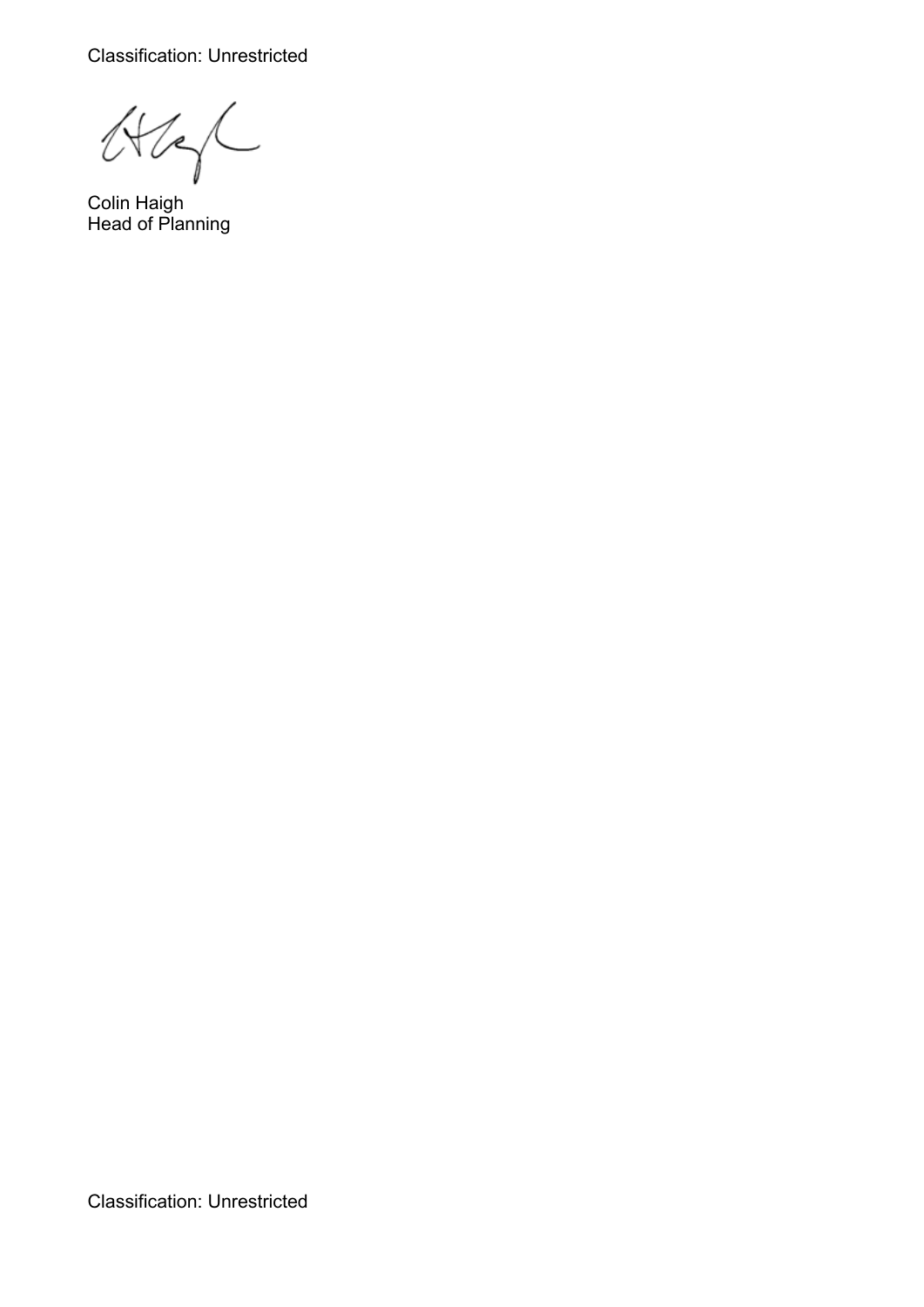Colin Haigh
Head of Planning